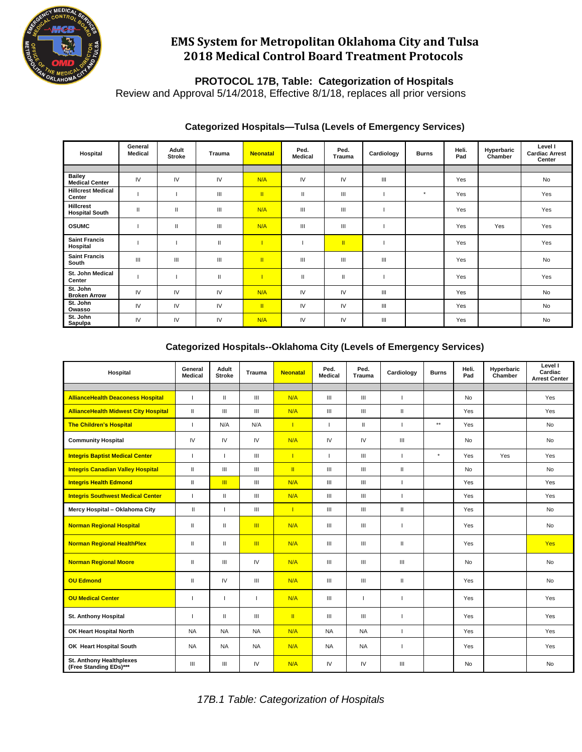# EMS System for Metropolitan Oklahoma City and Tulsa
# 2018 Medical Control Board Treatment Protocols

## PROTOCOL 17B, Table: Categorization of Hospitals

Review and Approval 5/14/2018, Effective 8/1/18, replaces all prior versions

### Categorized Hospitals—Tulsa (Levels of Emergency Services)

| Hospital | General Medical | Adult Stroke | Trauma | Neonatal | Ped. Medical | Ped. Trauma | Cardiology | Burns | Heli. Pad | Hyperbaric Chamber | Level I Cardiac Arrest Center |
|---|---|---|---|---|---|---|---|---|---|---|---|
| Bailey Medical Center | IV | IV | IV | N/A | IV | IV | III | | Yes | | No |
| Hillcrest Medical Center | I | I | III | II | II | III | I | * | Yes | | Yes |
| Hillcrest Hospital South | II | II | III | N/A | III | III | I | | Yes | | Yes |
| OSUMC | I | II | III | N/A | III | III | I | | Yes | Yes | Yes |
| Saint Francis Hospital | I | I | II | I | I | II | I | | Yes | | Yes |
| Saint Francis South | III | III | III | II | III | III | III | | Yes | | No |
| St. John Medical Center | I | I | II | I | II | II | I | | Yes | | Yes |
| St. John Broken Arrow | IV | IV | IV | N/A | IV | IV | III | | Yes | | No |
| St. John Owasso | IV | IV | IV | II | IV | IV | III | | Yes | | No |
| St. John Sapulpa | IV | IV | IV | N/A | IV | IV | III | | Yes | | No |

### Categorized Hospitals--Oklahoma City (Levels of Emergency Services)

| Hospital | General Medical | Adult Stroke | Trauma | Neonatal | Ped. Medical | Ped. Trauma | Cardiology | Burns | Heli. Pad | Hyperbaric Chamber | Level I Cardiac Arrest Center |
|---|---|---|---|---|---|---|---|---|---|---|---|
| AllianceHealth Deaconess Hospital | I | II | III | N/A | III | III | I | | No | | Yes |
| AllianceHealth Midwest City Hospital | II | III | III | N/A | III | III | II | | Yes | | Yes |
| The Children's Hospital | I | N/A | N/A | I | I | II | I | ** | Yes | | No |
| Community Hospital | IV | IV | IV | N/A | IV | IV | III | | No | | No |
| Integris Baptist Medical Center | I | I | III | I | I | III | I | * | Yes | Yes | Yes |
| Integris Canadian Valley Hospital | II | III | III | II | III | III | II | | No | | No |
| Integris Health Edmond | II | III | III | N/A | III | III | I | | Yes | | Yes |
| Integris Southwest Medical Center | I | II | III | N/A | III | III | I | | Yes | | Yes |
| Mercy Hospital – Oklahoma City | II | I | III | I | III | III | II | | Yes | | No |
| Norman Regional Hospital | II | II | III | N/A | III | III | I | | Yes | | No |
| Norman Regional HealthPlex | II | II | III | N/A | III | III | II | | Yes | | Yes |
| Norman Regional Moore | II | III | IV | N/A | III | III | III | | No | | No |
| OU Edmond | II | IV | III | N/A | III | III | II | | Yes | | No |
| OU Medical Center | I | I | I | N/A | III | I | I | | Yes | | Yes |
| St. Anthony Hospital | I | II | III | II | III | III | I | | Yes | | Yes |
| OK Heart Hospital North | NA | NA | NA | N/A | NA | NA | I | | Yes | | Yes |
| OK Heart Hospital South | NA | NA | NA | N/A | NA | NA | I | | Yes | | Yes |
| St. Anthony Healthplexes (Free Standing EDs)*** | III | III | IV | N/A | IV | IV | III | | No | | No |

*17B.1 Table: Categorization of Hospitals*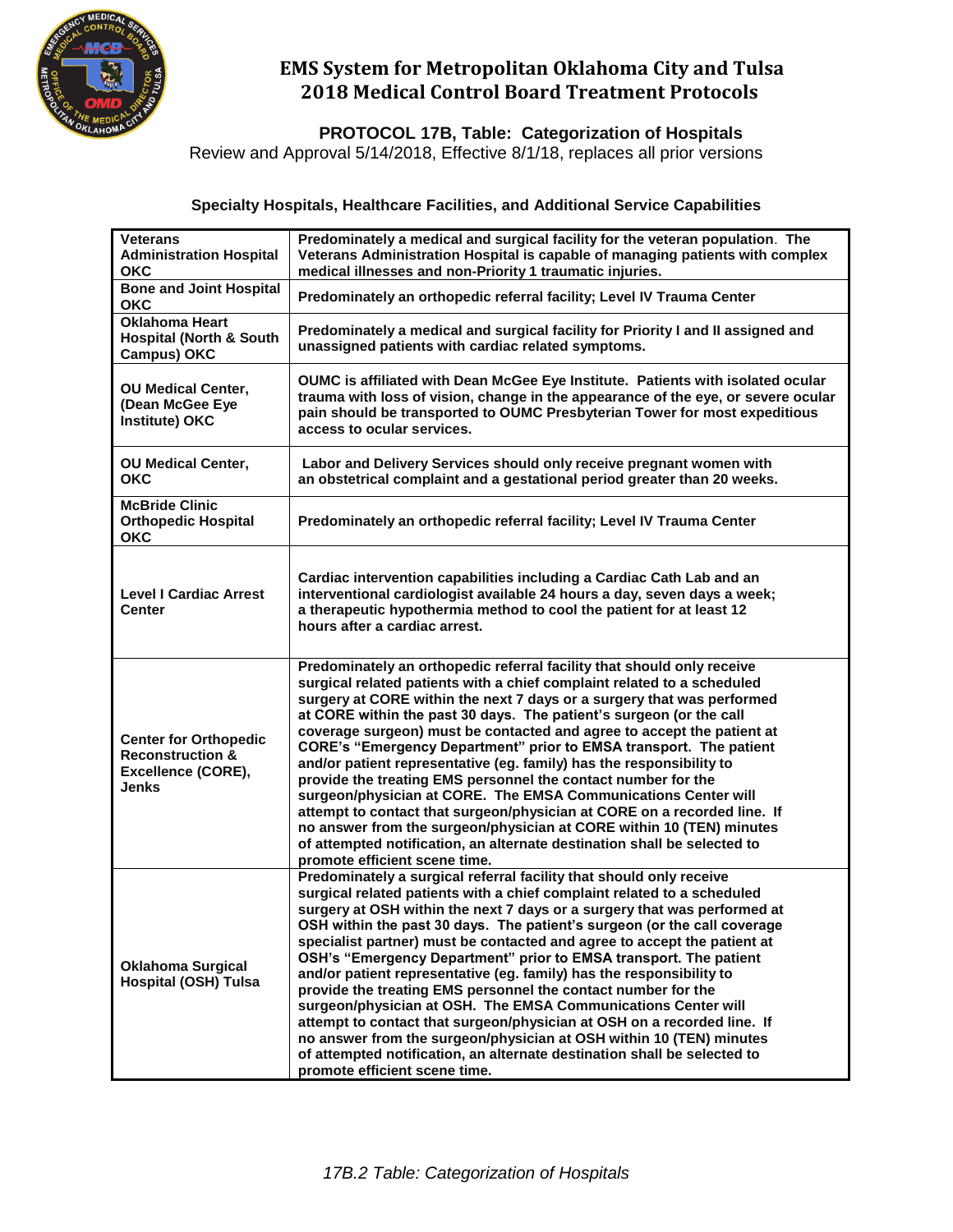# EMS System for Metropolitan Oklahoma City and Tulsa
# 2018 Medical Control Board Treatment Protocols

## PROTOCOL 17B, Table: Categorization of Hospitals

Review and Approval 5/14/2018, Effective 8/1/18, replaces all prior versions

### Specialty Hospitals, Healthcare Facilities, and Additional Service Capabilities

| Facility | Description |
|---|---|
| **Veterans Administration Hospital OKC** | **Predominately a medical and surgical facility for the veteran population. The Veterans Administration Hospital is capable of managing patients with complex medical illnesses and non-Priority 1 traumatic injuries.** |
| **Bone and Joint Hospital OKC** | **Predominately an orthopedic referral facility; Level IV Trauma Center** |
| **Oklahoma Heart Hospital (North & South Campus) OKC** | **Predominately a medical and surgical facility for Priority I and II assigned and unassigned patients with cardiac related symptoms.** |
| **OU Medical Center, (Dean McGee Eye Institute) OKC** | **OUMC is affiliated with Dean McGee Eye Institute. Patients with isolated ocular trauma with loss of vision, change in the appearance of the eye, or severe ocular pain should be transported to OUMC Presbyterian Tower for most expeditious access to ocular services.** |
| **OU Medical Center, OKC** | **Labor and Delivery Services should only receive pregnant women with an obstetrical complaint and a gestational period greater than 20 weeks.** |
| **McBride Clinic Orthopedic Hospital OKC** | **Predominately an orthopedic referral facility; Level IV Trauma Center** |
| **Level I Cardiac Arrest Center** | **Cardiac intervention capabilities including a Cardiac Cath Lab and an interventional cardiologist available 24 hours a day, seven days a week; a therapeutic hypothermia method to cool the patient for at least 12 hours after a cardiac arrest.** |
| **Center for Orthopedic Reconstruction & Excellence (CORE), Jenks** | **Predominately an orthopedic referral facility that should only receive surgical related patients with a chief complaint related to a scheduled surgery at CORE within the next 7 days or a surgery that was performed at CORE within the past 30 days. The patient's surgeon (or the call coverage surgeon) must be contacted and agree to accept the patient at CORE's "Emergency Department" prior to EMSA transport. The patient and/or patient representative (eg. family) has the responsibility to provide the treating EMS personnel the contact number for the surgeon/physician at CORE. The EMSA Communications Center will attempt to contact that surgeon/physician at CORE on a recorded line. If no answer from the surgeon/physician at CORE within 10 (TEN) minutes of attempted notification, an alternate destination shall be selected to promote efficient scene time.** |
| **Oklahoma Surgical Hospital (OSH) Tulsa** | **Predominately a surgical referral facility that should only receive surgical related patients with a chief complaint related to a scheduled surgery at OSH within the next 7 days or a surgery that was performed at OSH within the past 30 days. The patient's surgeon (or the call coverage specialist partner) must be contacted and agree to accept the patient at OSH's "Emergency Department" prior to EMSA transport. The patient and/or patient representative (eg. family) has the responsibility to provide the treating EMS personnel the contact number for the surgeon/physician at OSH. The EMSA Communications Center will attempt to contact that surgeon/physician at OSH on a recorded line. If no answer from the surgeon/physician at OSH within 10 (TEN) minutes of attempted notification, an alternate destination shall be selected to promote efficient scene time.** |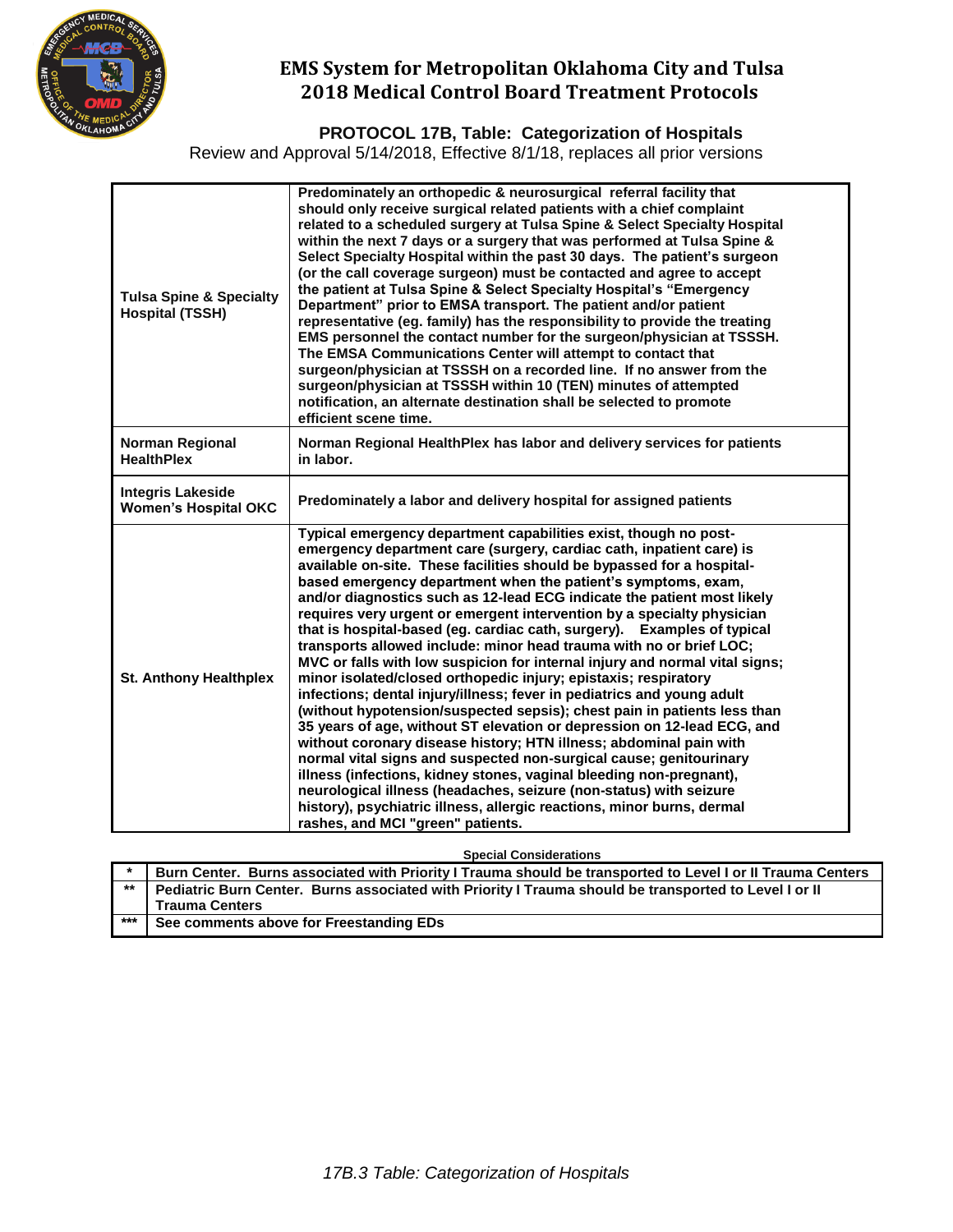# EMS System for Metropolitan Oklahoma City and Tulsa
# 2018 Medical Control Board Treatment Protocols

## PROTOCOL 17B, Table: Categorization of Hospitals

Review and Approval 5/14/2018, Effective 8/1/18, replaces all prior versions

| | |
|---|---|
| **Tulsa Spine & Specialty Hospital (TSSH)** | **Predominately an orthopedic & neurosurgical referral facility that should only receive surgical related patients with a chief complaint related to a scheduled surgery at Tulsa Spine & Select Specialty Hospital within the next 7 days or a surgery that was performed at Tulsa Spine & Select Specialty Hospital within the past 30 days. The patient's surgeon (or the call coverage surgeon) must be contacted and agree to accept the patient at Tulsa Spine & Select Specialty Hospital's "Emergency Department" prior to EMSA transport. The patient and/or patient representative (eg. family) has the responsibility to provide the treating EMS personnel the contact number for the surgeon/physician at TSSSH. The EMSA Communications Center will attempt to contact that surgeon/physician at TSSSH on a recorded line. If no answer from the surgeon/physician at TSSSH within 10 (TEN) minutes of attempted notification, an alternate destination shall be selected to promote efficient scene time.** |
| **Norman Regional HealthPlex** | **Norman Regional HealthPlex has labor and delivery services for patients in labor.** |
| **Integris Lakeside Women's Hospital OKC** | **Predominately a labor and delivery hospital for assigned patients** |
| **St. Anthony Healthplex** | **Typical emergency department capabilities exist, though no post-emergency department care (surgery, cardiac cath, inpatient care) is available on-site. These facilities should be bypassed for a hospital-based emergency department when the patient's symptoms, exam, and/or diagnostics such as 12-lead ECG indicate the patient most likely requires very urgent or emergent intervention by a specialty physician that is hospital-based (eg. cardiac cath, surgery). Examples of typical transports allowed include: minor head trauma with no or brief LOC; MVC or falls with low suspicion for internal injury and normal vital signs; minor isolated/closed orthopedic injury; epistaxis; respiratory infections; dental injury/illness; fever in pediatrics and young adult (without hypotension/suspected sepsis); chest pain in patients less than 35 years of age, without ST elevation or depression on 12-lead ECG, and without coronary disease history; HTN illness; abdominal pain with normal vital signs and suspected non-surgical cause; genitourinary illness (infections, kidney stones, vaginal bleeding non-pregnant), neurological illness (headaches, seizure (non-status) with seizure history), psychiatric illness, allergic reactions, minor burns, dermal rashes, and MCI "green" patients.** |

**Special Considerations**

| | |
|---|---|
| * | **Burn Center. Burns associated with Priority I Trauma should be transported to Level I or II Trauma Centers** |
| ** | **Pediatric Burn Center. Burns associated with Priority I Trauma should be transported to Level I or II Trauma Centers** |
| *** | **See comments above for Freestanding EDs** |